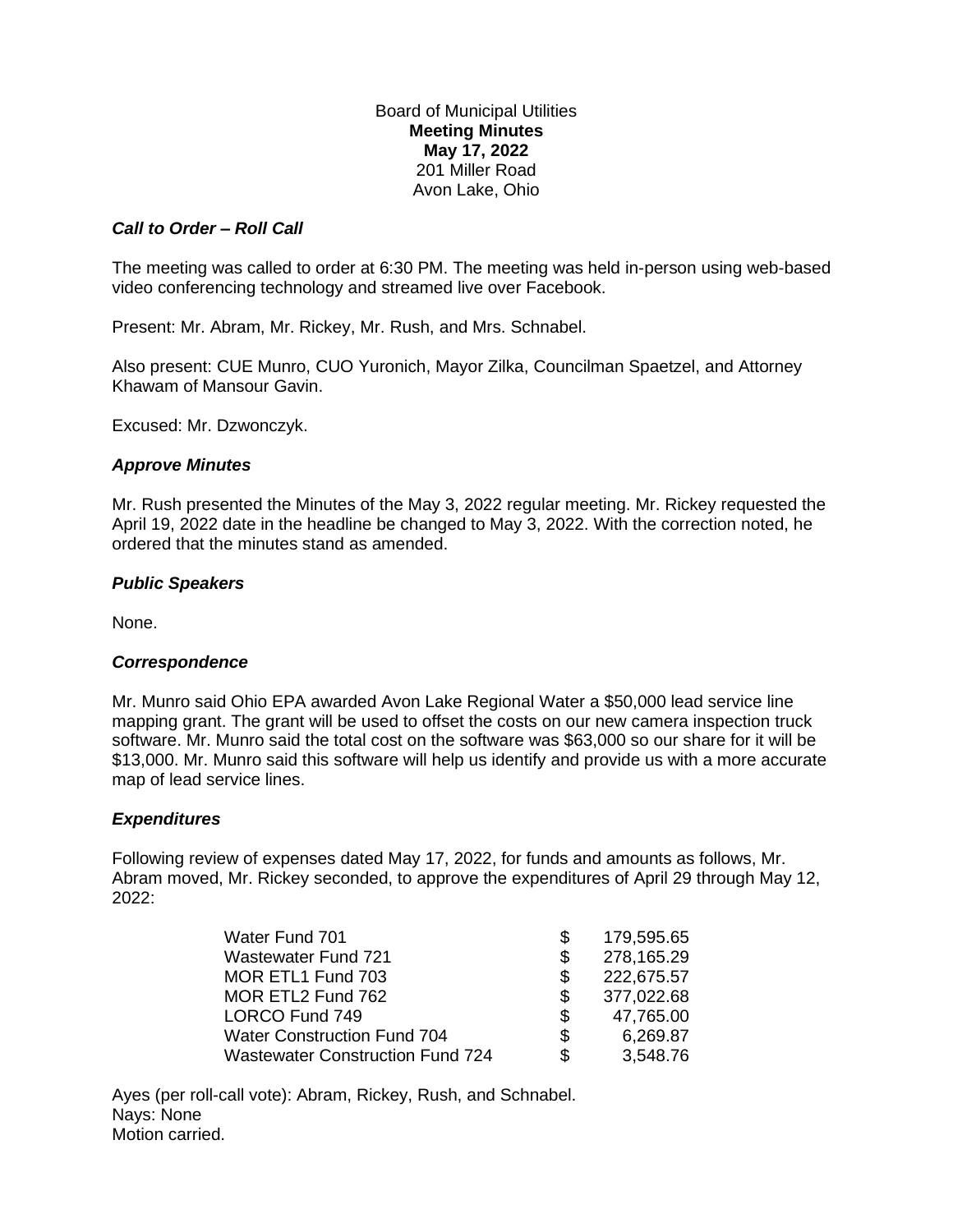Board of Municipal Utilities
**Meeting Minutes**
**May 17, 2022**
201 Miller Road
Avon Lake, Ohio

### *Call to Order – Roll Call*

The meeting was called to order at 6:30 PM. The meeting was held in-person using web-based video conferencing technology and streamed live over Facebook.

Present: Mr. Abram, Mr. Rickey, Mr. Rush, and Mrs. Schnabel.

Also present: CUE Munro, CUO Yuronich, Mayor Zilka, Councilman Spaetzel, and Attorney Khawam of Mansour Gavin.

Excused: Mr. Dzwonczyk.

### *Approve Minutes*

Mr. Rush presented the Minutes of the May 3, 2022 regular meeting. Mr. Rickey requested the April 19, 2022 date in the headline be changed to May 3, 2022. With the correction noted, he ordered that the minutes stand as amended.

### *Public Speakers*

None.

### *Correspondence*

Mr. Munro said Ohio EPA awarded Avon Lake Regional Water a $50,000 lead service line mapping grant. The grant will be used to offset the costs on our new camera inspection truck software. Mr. Munro said the total cost on the software was $63,000 so our share for it will be $13,000. Mr. Munro said this software will help us identify and provide us with a more accurate map of lead service lines.

### *Expenditures*

Following review of expenses dated May 17, 2022, for funds and amounts as follows, Mr. Abram moved, Mr. Rickey seconded, to approve the expenditures of April 29 through May 12, 2022:

| Fund | | Amount |
|---|---|---|
| Water Fund 701 | $ | 179,595.65 |
| Wastewater Fund 721 | $ | 278,165.29 |
| MOR ETL1 Fund 703 | $ | 222,675.57 |
| MOR ETL2 Fund 762 | $ | 377,022.68 |
| LORCO Fund 749 | $ | 47,765.00 |
| Water Construction Fund 704 | $ | 6,269.87 |
| Wastewater Construction Fund 724 | $ | 3,548.76 |

Ayes (per roll-call vote): Abram, Rickey, Rush, and Schnabel.
Nays: None
Motion carried.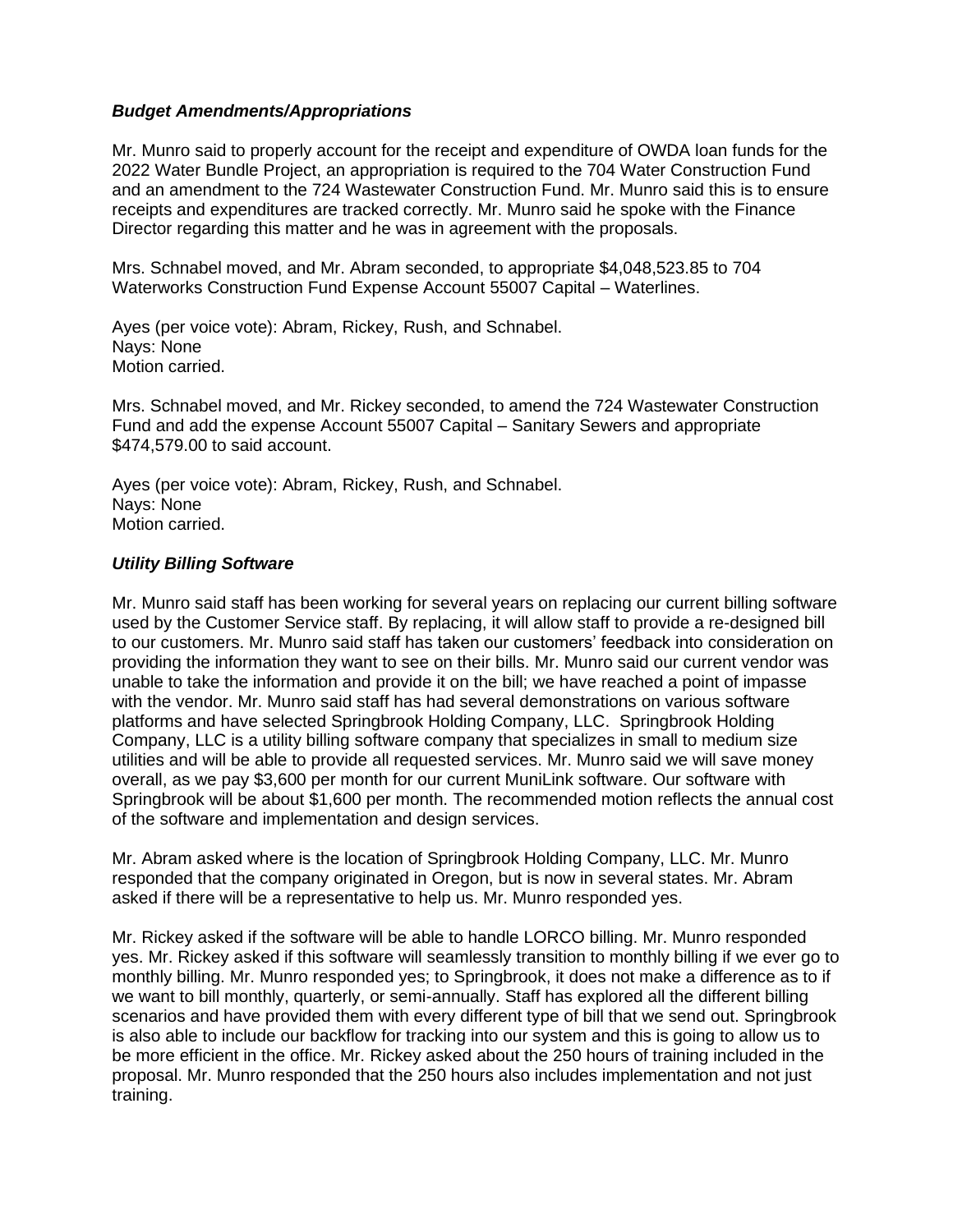### ***Budget Amendments/Appropriations***

Mr. Munro said to properly account for the receipt and expenditure of OWDA loan funds for the 2022 Water Bundle Project, an appropriation is required to the 704 Water Construction Fund and an amendment to the 724 Wastewater Construction Fund. Mr. Munro said this is to ensure receipts and expenditures are tracked correctly. Mr. Munro said he spoke with the Finance Director regarding this matter and he was in agreement with the proposals.

Mrs. Schnabel moved, and Mr. Abram seconded, to appropriate $4,048,523.85 to 704 Waterworks Construction Fund Expense Account 55007 Capital – Waterlines.

Ayes (per voice vote): Abram, Rickey, Rush, and Schnabel.
Nays: None
Motion carried.

Mrs. Schnabel moved, and Mr. Rickey seconded, to amend the 724 Wastewater Construction Fund and add the expense Account 55007 Capital – Sanitary Sewers and appropriate $474,579.00 to said account.

Ayes (per voice vote): Abram, Rickey, Rush, and Schnabel.
Nays: None
Motion carried.

### ***Utility Billing Software***

Mr. Munro said staff has been working for several years on replacing our current billing software used by the Customer Service staff. By replacing, it will allow staff to provide a re-designed bill to our customers. Mr. Munro said staff has taken our customers' feedback into consideration on providing the information they want to see on their bills. Mr. Munro said our current vendor was unable to take the information and provide it on the bill; we have reached a point of impasse with the vendor. Mr. Munro said staff has had several demonstrations on various software platforms and have selected Springbrook Holding Company, LLC. Springbrook Holding Company, LLC is a utility billing software company that specializes in small to medium size utilities and will be able to provide all requested services. Mr. Munro said we will save money overall, as we pay $3,600 per month for our current MuniLink software. Our software with Springbrook will be about $1,600 per month. The recommended motion reflects the annual cost of the software and implementation and design services.

Mr. Abram asked where is the location of Springbrook Holding Company, LLC. Mr. Munro responded that the company originated in Oregon, but is now in several states. Mr. Abram asked if there will be a representative to help us. Mr. Munro responded yes.

Mr. Rickey asked if the software will be able to handle LORCO billing. Mr. Munro responded yes. Mr. Rickey asked if this software will seamlessly transition to monthly billing if we ever go to monthly billing. Mr. Munro responded yes; to Springbrook, it does not make a difference as to if we want to bill monthly, quarterly, or semi-annually. Staff has explored all the different billing scenarios and have provided them with every different type of bill that we send out. Springbrook is also able to include our backflow for tracking into our system and this is going to allow us to be more efficient in the office. Mr. Rickey asked about the 250 hours of training included in the proposal. Mr. Munro responded that the 250 hours also includes implementation and not just training.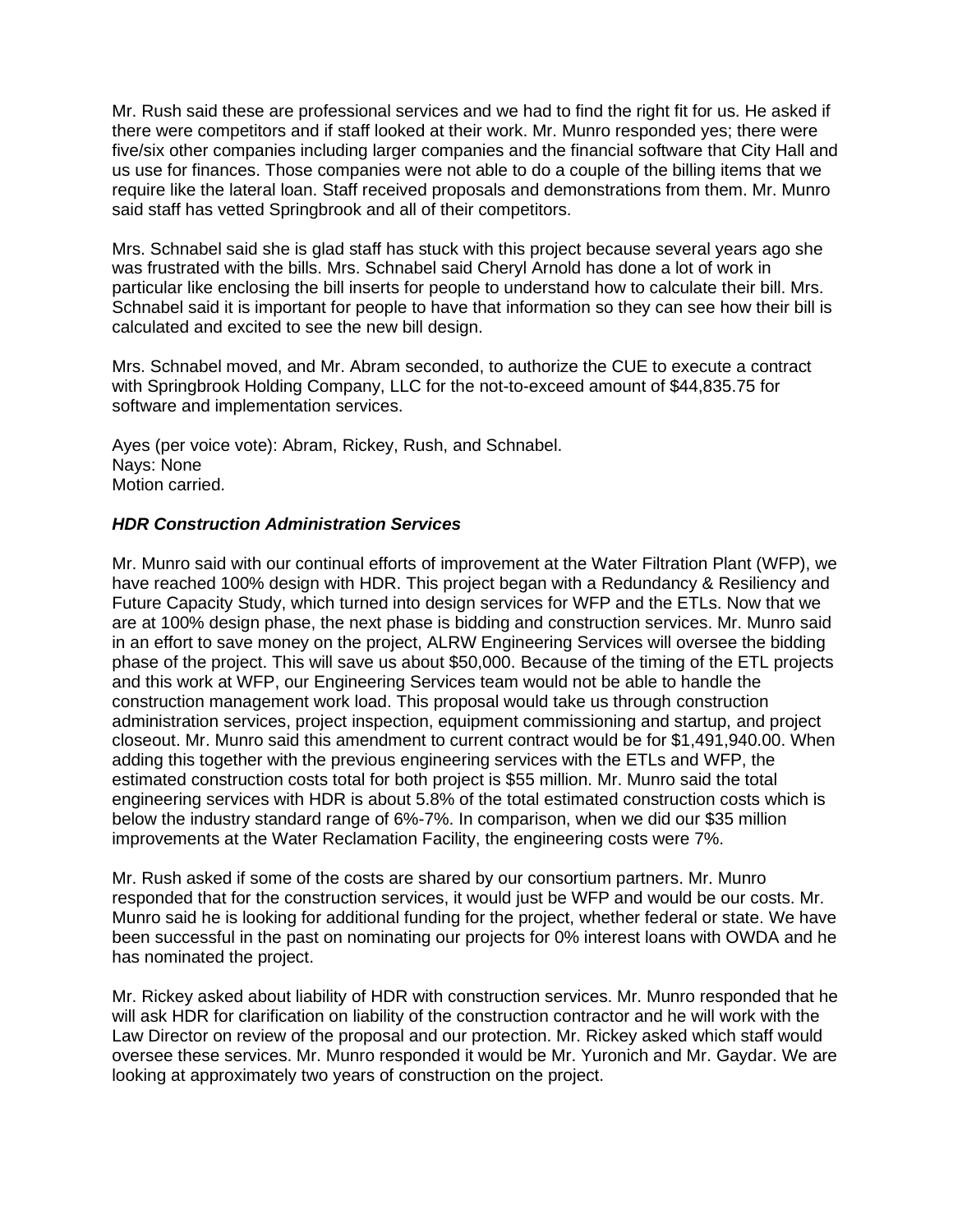Mr. Rush said these are professional services and we had to find the right fit for us. He asked if there were competitors and if staff looked at their work. Mr. Munro responded yes; there were five/six other companies including larger companies and the financial software that City Hall and us use for finances. Those companies were not able to do a couple of the billing items that we require like the lateral loan. Staff received proposals and demonstrations from them. Mr. Munro said staff has vetted Springbrook and all of their competitors.

Mrs. Schnabel said she is glad staff has stuck with this project because several years ago she was frustrated with the bills. Mrs. Schnabel said Cheryl Arnold has done a lot of work in particular like enclosing the bill inserts for people to understand how to calculate their bill. Mrs. Schnabel said it is important for people to have that information so they can see how their bill is calculated and excited to see the new bill design.

Mrs. Schnabel moved, and Mr. Abram seconded, to authorize the CUE to execute a contract with Springbrook Holding Company, LLC for the not-to-exceed amount of $44,835.75 for software and implementation services.

Ayes (per voice vote): Abram, Rickey, Rush, and Schnabel.
Nays: None
Motion carried.

***HDR Construction Administration Services***

Mr. Munro said with our continual efforts of improvement at the Water Filtration Plant (WFP), we have reached 100% design with HDR. This project began with a Redundancy & Resiliency and Future Capacity Study, which turned into design services for WFP and the ETLs. Now that we are at 100% design phase, the next phase is bidding and construction services. Mr. Munro said in an effort to save money on the project, ALRW Engineering Services will oversee the bidding phase of the project. This will save us about $50,000. Because of the timing of the ETL projects and this work at WFP, our Engineering Services team would not be able to handle the construction management work load. This proposal would take us through construction administration services, project inspection, equipment commissioning and startup, and project closeout. Mr. Munro said this amendment to current contract would be for $1,491,940.00. When adding this together with the previous engineering services with the ETLs and WFP, the estimated construction costs total for both project is $55 million. Mr. Munro said the total engineering services with HDR is about 5.8% of the total estimated construction costs which is below the industry standard range of 6%-7%. In comparison, when we did our $35 million improvements at the Water Reclamation Facility, the engineering costs were 7%.

Mr. Rush asked if some of the costs are shared by our consortium partners. Mr. Munro responded that for the construction services, it would just be WFP and would be our costs. Mr. Munro said he is looking for additional funding for the project, whether federal or state. We have been successful in the past on nominating our projects for 0% interest loans with OWDA and he has nominated the project.

Mr. Rickey asked about liability of HDR with construction services. Mr. Munro responded that he will ask HDR for clarification on liability of the construction contractor and he will work with the Law Director on review of the proposal and our protection. Mr. Rickey asked which staff would oversee these services. Mr. Munro responded it would be Mr. Yuronich and Mr. Gaydar. We are looking at approximately two years of construction on the project.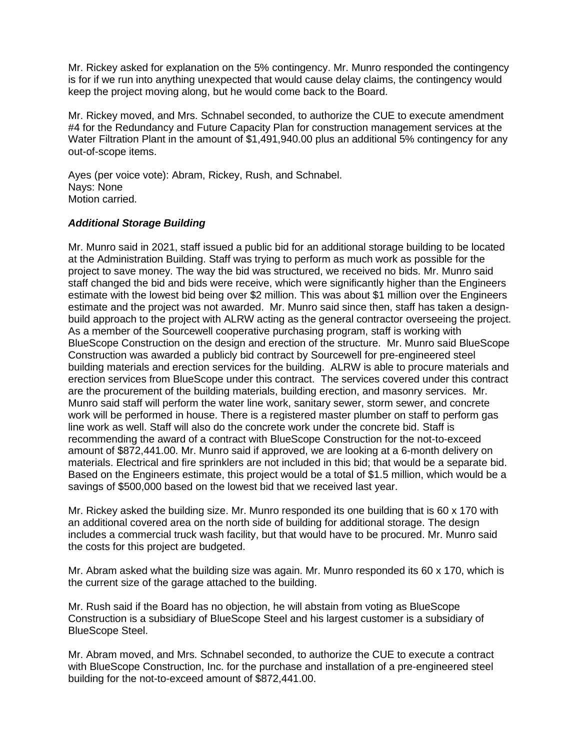Mr. Rickey asked for explanation on the 5% contingency. Mr. Munro responded the contingency is for if we run into anything unexpected that would cause delay claims, the contingency would keep the project moving along, but he would come back to the Board.

Mr. Rickey moved, and Mrs. Schnabel seconded, to authorize the CUE to execute amendment #4 for the Redundancy and Future Capacity Plan for construction management services at the Water Filtration Plant in the amount of $1,491,940.00 plus an additional 5% contingency for any out-of-scope items.

Ayes (per voice vote): Abram, Rickey, Rush, and Schnabel.
Nays: None
Motion carried.

***Additional Storage Building***

Mr. Munro said in 2021, staff issued a public bid for an additional storage building to be located at the Administration Building. Staff was trying to perform as much work as possible for the project to save money. The way the bid was structured, we received no bids. Mr. Munro said staff changed the bid and bids were receive, which were significantly higher than the Engineers estimate with the lowest bid being over $2 million. This was about $1 million over the Engineers estimate and the project was not awarded. Mr. Munro said since then, staff has taken a design-build approach to the project with ALRW acting as the general contractor overseeing the project. As a member of the Sourcewell cooperative purchasing program, staff is working with BlueScope Construction on the design and erection of the structure. Mr. Munro said BlueScope Construction was awarded a publicly bid contract by Sourcewell for pre-engineered steel building materials and erection services for the building. ALRW is able to procure materials and erection services from BlueScope under this contract. The services covered under this contract are the procurement of the building materials, building erection, and masonry services. Mr. Munro said staff will perform the water line work, sanitary sewer, storm sewer, and concrete work will be performed in house. There is a registered master plumber on staff to perform gas line work as well. Staff will also do the concrete work under the concrete bid. Staff is recommending the award of a contract with BlueScope Construction for the not-to-exceed amount of $872,441.00. Mr. Munro said if approved, we are looking at a 6-month delivery on materials. Electrical and fire sprinklers are not included in this bid; that would be a separate bid. Based on the Engineers estimate, this project would be a total of $1.5 million, which would be a savings of $500,000 based on the lowest bid that we received last year.

Mr. Rickey asked the building size. Mr. Munro responded its one building that is 60 x 170 with an additional covered area on the north side of building for additional storage. The design includes a commercial truck wash facility, but that would have to be procured. Mr. Munro said the costs for this project are budgeted.

Mr. Abram asked what the building size was again. Mr. Munro responded its 60 x 170, which is the current size of the garage attached to the building.

Mr. Rush said if the Board has no objection, he will abstain from voting as BlueScope Construction is a subsidiary of BlueScope Steel and his largest customer is a subsidiary of BlueScope Steel.

Mr. Abram moved, and Mrs. Schnabel seconded, to authorize the CUE to execute a contract with BlueScope Construction, Inc. for the purchase and installation of a pre-engineered steel building for the not-to-exceed amount of $872,441.00.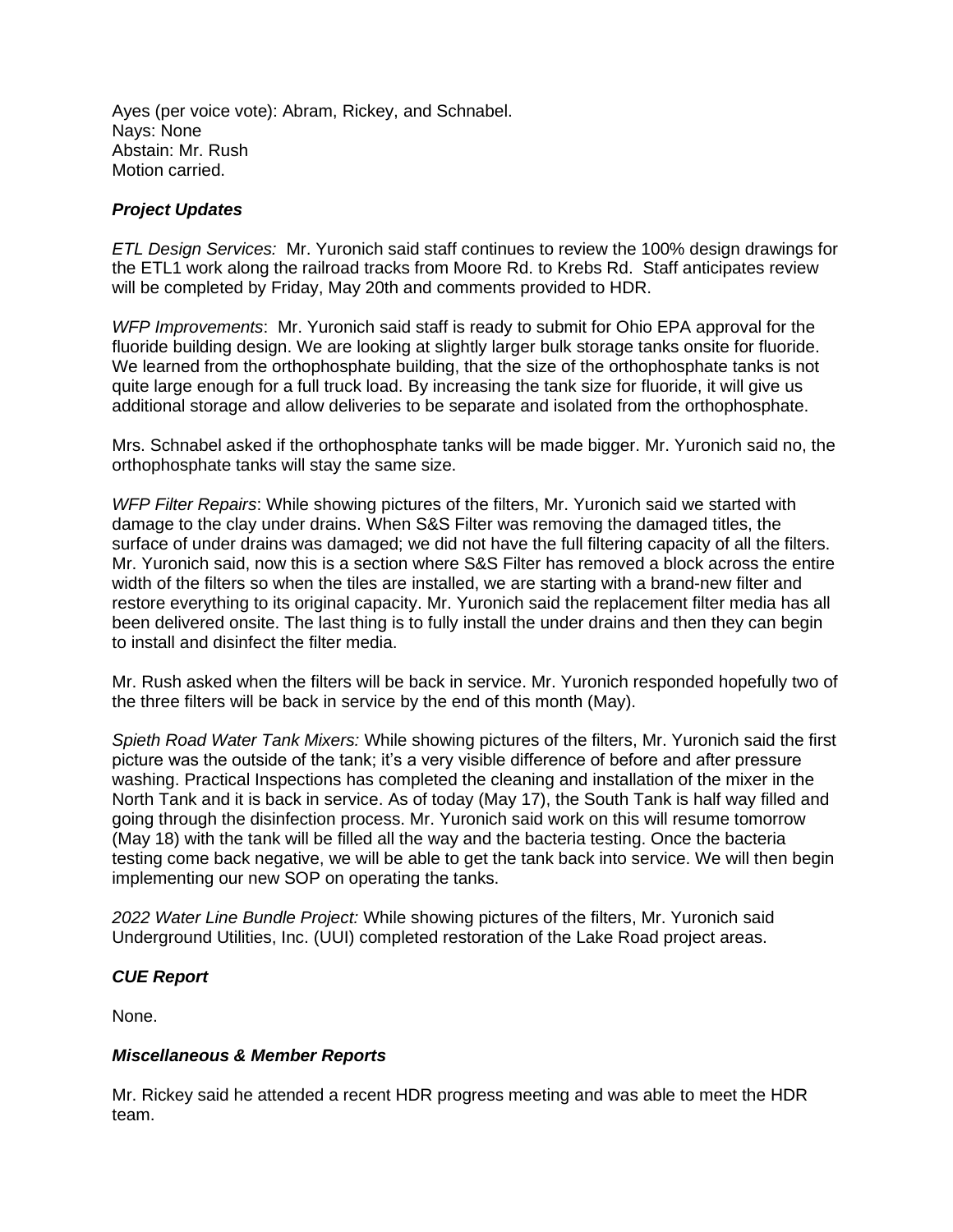Ayes (per voice vote): Abram, Rickey, and Schnabel.
Nays: None
Abstain: Mr. Rush
Motion carried.

***Project Updates***

*ETL Design Services:* Mr. Yuronich said staff continues to review the 100% design drawings for the ETL1 work along the railroad tracks from Moore Rd. to Krebs Rd. Staff anticipates review will be completed by Friday, May 20th and comments provided to HDR.

*WFP Improvements*: Mr. Yuronich said staff is ready to submit for Ohio EPA approval for the fluoride building design. We are looking at slightly larger bulk storage tanks onsite for fluoride. We learned from the orthophosphate building, that the size of the orthophosphate tanks is not quite large enough for a full truck load. By increasing the tank size for fluoride, it will give us additional storage and allow deliveries to be separate and isolated from the orthophosphate.

Mrs. Schnabel asked if the orthophosphate tanks will be made bigger. Mr. Yuronich said no, the orthophosphate tanks will stay the same size.

*WFP Filter Repairs*: While showing pictures of the filters, Mr. Yuronich said we started with damage to the clay under drains. When S&S Filter was removing the damaged titles, the surface of under drains was damaged; we did not have the full filtering capacity of all the filters. Mr. Yuronich said, now this is a section where S&S Filter has removed a block across the entire width of the filters so when the tiles are installed, we are starting with a brand-new filter and restore everything to its original capacity. Mr. Yuronich said the replacement filter media has all been delivered onsite. The last thing is to fully install the under drains and then they can begin to install and disinfect the filter media.

Mr. Rush asked when the filters will be back in service. Mr. Yuronich responded hopefully two of the three filters will be back in service by the end of this month (May).

*Spieth Road Water Tank Mixers:* While showing pictures of the filters, Mr. Yuronich said the first picture was the outside of the tank; it's a very visible difference of before and after pressure washing. Practical Inspections has completed the cleaning and installation of the mixer in the North Tank and it is back in service. As of today (May 17), the South Tank is half way filled and going through the disinfection process. Mr. Yuronich said work on this will resume tomorrow (May 18) with the tank will be filled all the way and the bacteria testing. Once the bacteria testing come back negative, we will be able to get the tank back into service. We will then begin implementing our new SOP on operating the tanks.

*2022 Water Line Bundle Project:* While showing pictures of the filters, Mr. Yuronich said Underground Utilities, Inc. (UUI) completed restoration of the Lake Road project areas.

***CUE Report***

None.

***Miscellaneous & Member Reports***

Mr. Rickey said he attended a recent HDR progress meeting and was able to meet the HDR team.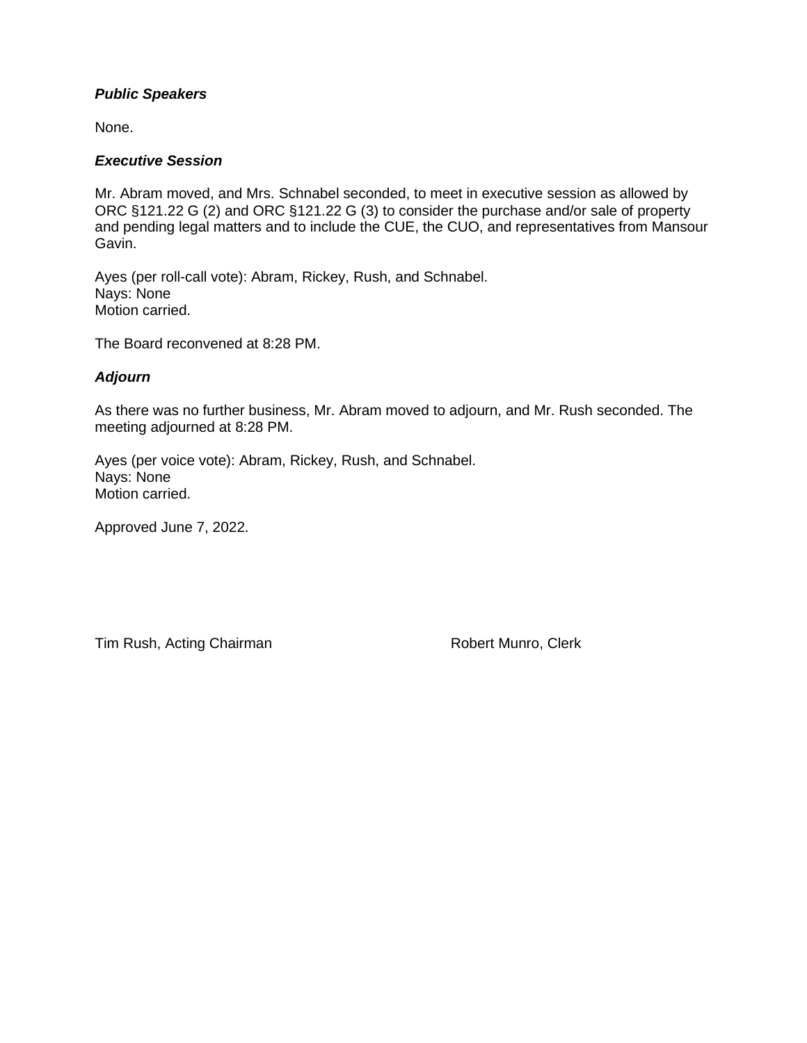***Public Speakers***

None.

***Executive Session***

Mr. Abram moved, and Mrs. Schnabel seconded, to meet in executive session as allowed by ORC §121.22 G (2) and ORC §121.22 G (3) to consider the purchase and/or sale of property and pending legal matters and to include the CUE, the CUO, and representatives from Mansour Gavin.

Ayes (per roll-call vote): Abram, Rickey, Rush, and Schnabel.
Nays: None
Motion carried.

The Board reconvened at 8:28 PM.

***Adjourn***

As there was no further business, Mr. Abram moved to adjourn, and Mr. Rush seconded. The meeting adjourned at 8:28 PM.

Ayes (per voice vote): Abram, Rickey, Rush, and Schnabel.
Nays: None
Motion carried.

Approved June 7, 2022.

Tim Rush, Acting Chairman

Robert Munro, Clerk